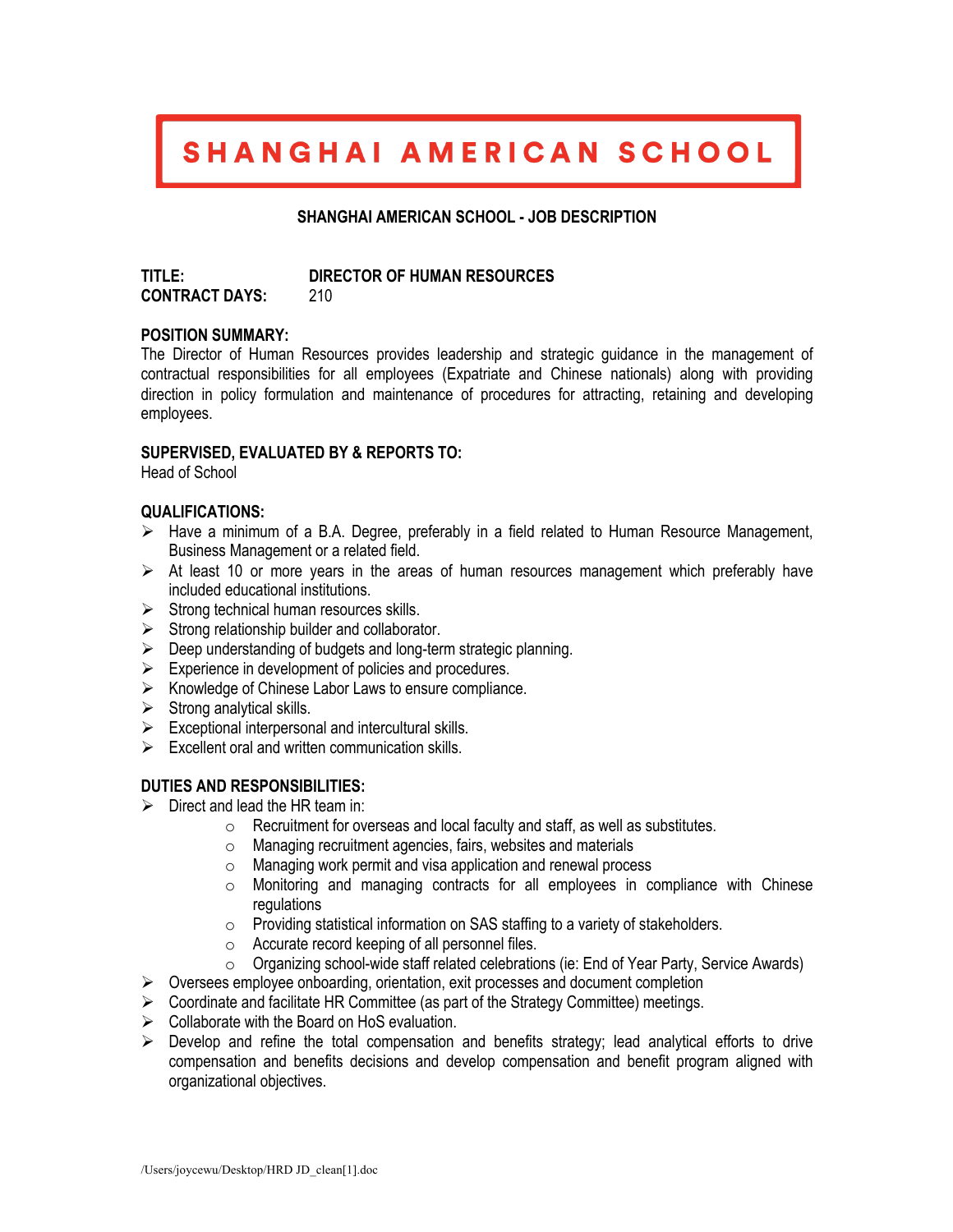# SHANGHAI AMERICAN SCHOOL

**SHANGHAI AMERICAN SCHOOL - JOB DESCRIPTION**

**TITLE:** **DIRECTOR OF HUMAN RESOURCES**
**CONTRACT DAYS:** 210

**POSITION SUMMARY:**
The Director of Human Resources provides leadership and strategic guidance in the management of contractual responsibilities for all employees (Expatriate and Chinese nationals) along with providing direction in policy formulation and maintenance of procedures for attracting, retaining and developing employees.

**SUPERVISED, EVALUATED BY & REPORTS TO:**
Head of School

**QUALIFICATIONS:**
- Have a minimum of a B.A. Degree, preferably in a field related to Human Resource Management, Business Management or a related field.
- At least 10 or more years in the areas of human resources management which preferably have included educational institutions.
- Strong technical human resources skills.
- Strong relationship builder and collaborator.
- Deep understanding of budgets and long-term strategic planning.
- Experience in development of policies and procedures.
- Knowledge of Chinese Labor Laws to ensure compliance.
- Strong analytical skills.
- Exceptional interpersonal and intercultural skills.
- Excellent oral and written communication skills.

**DUTIES AND RESPONSIBILITIES:**
- Direct and lead the HR team in:
  - Recruitment for overseas and local faculty and staff, as well as substitutes.
  - Managing recruitment agencies, fairs, websites and materials
  - Managing work permit and visa application and renewal process
  - Monitoring and managing contracts for all employees in compliance with Chinese regulations
  - Providing statistical information on SAS staffing to a variety of stakeholders.
  - Accurate record keeping of all personnel files.
  - Organizing school-wide staff related celebrations (ie: End of Year Party, Service Awards)
- Oversees employee onboarding, orientation, exit processes and document completion
- Coordinate and facilitate HR Committee (as part of the Strategy Committee) meetings.
- Collaborate with the Board on HoS evaluation.
- Develop and refine the total compensation and benefits strategy; lead analytical efforts to drive compensation and benefits decisions and develop compensation and benefit program aligned with organizational objectives.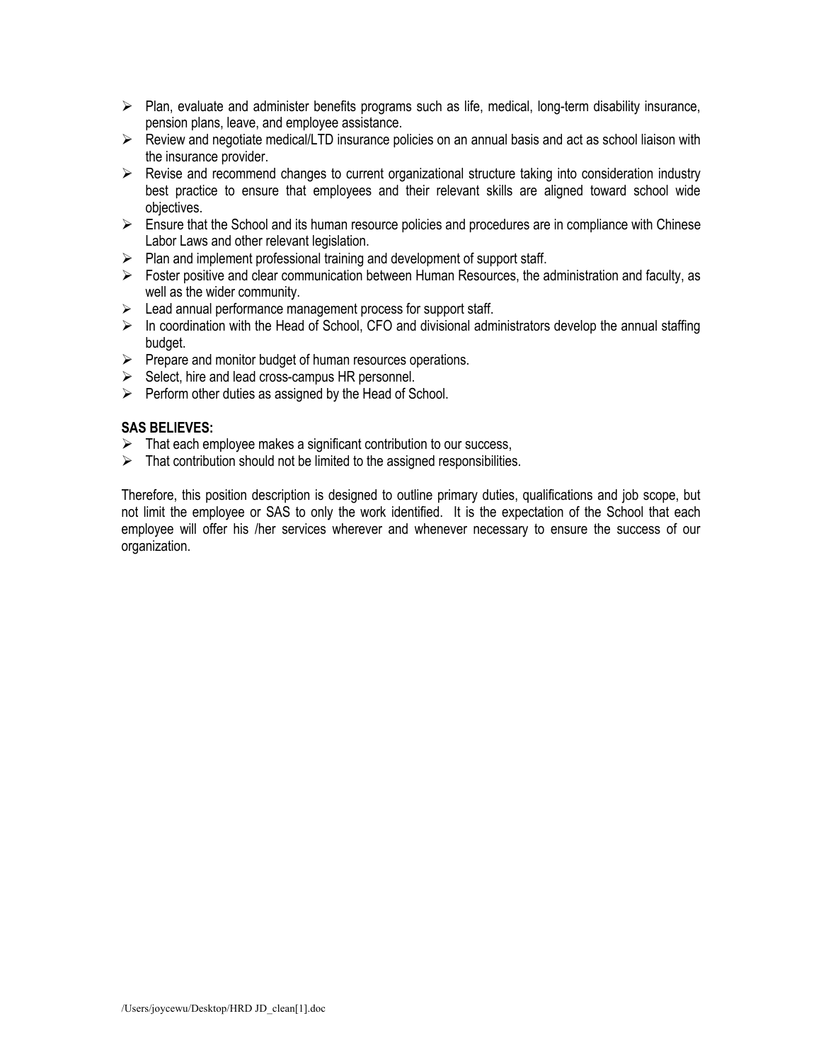- Plan, evaluate and administer benefits programs such as life, medical, long-term disability insurance, pension plans, leave, and employee assistance.
- Review and negotiate medical/LTD insurance policies on an annual basis and act as school liaison with the insurance provider.
- Revise and recommend changes to current organizational structure taking into consideration industry best practice to ensure that employees and their relevant skills are aligned toward school wide objectives.
- Ensure that the School and its human resource policies and procedures are in compliance with Chinese Labor Laws and other relevant legislation.
- Plan and implement professional training and development of support staff.
- Foster positive and clear communication between Human Resources, the administration and faculty, as well as the wider community.
- Lead annual performance management process for support staff.
- In coordination with the Head of School, CFO and divisional administrators develop the annual staffing budget.
- Prepare and monitor budget of human resources operations.
- Select, hire and lead cross-campus HR personnel.
- Perform other duties as assigned by the Head of School.

**SAS BELIEVES:**

- That each employee makes a significant contribution to our success,
- That contribution should not be limited to the assigned responsibilities.

Therefore, this position description is designed to outline primary duties, qualifications and job scope, but not limit the employee or SAS to only the work identified. It is the expectation of the School that each employee will offer his /her services wherever and whenever necessary to ensure the success of our organization.